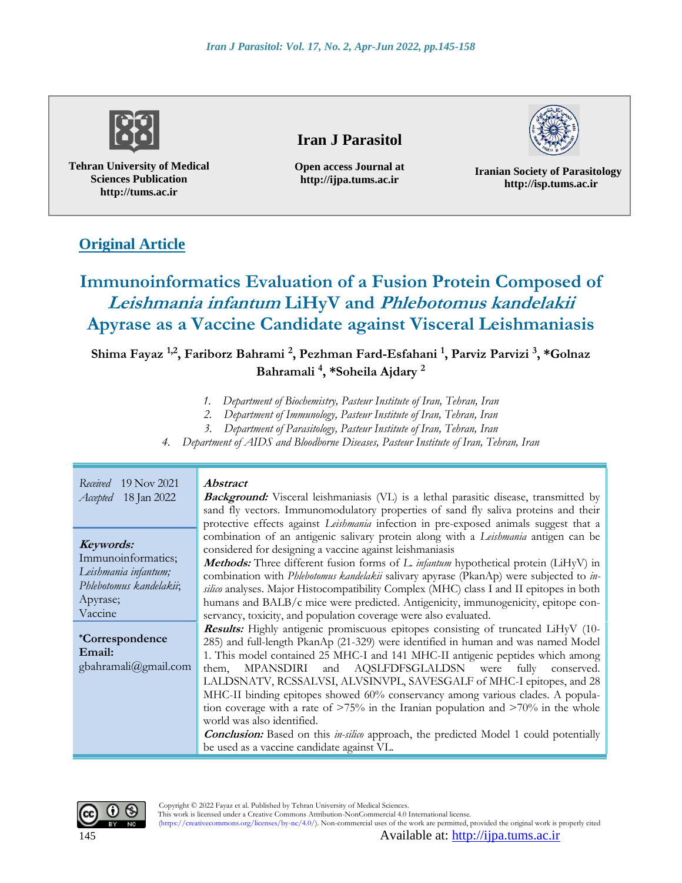Tehran University of Medical Sciences Publication
http://tums.ac.ir

**Iran J Parasitol**

Open access Journal at
http://ijpa.tums.ac.ir

Iranian Society of Parasitology
http://isp.tums.ac.ir

## Original Article

# Immunoinformatics Evaluation of a Fusion Protein Composed of *Leishmania infantum* LiHyV and *Phlebotomus kandelakii* Apyrase as a Vaccine Candidate against Visceral Leishmaniasis

**Shima Fayaz [1,2], Fariborz Bahrami [2], Pezhman Fard-Esfahani [1], Parviz Parvizi [3], \*Golnaz Bahramali [4], \*Soheila Ajdary [2]**

1. *Department of Biochemistry, Pasteur Institute of Iran, Tehran, Iran*
2. *Department of Immunology, Pasteur Institute of Iran, Tehran, Iran*
3. *Department of Parasitology, Pasteur Institute of Iran, Tehran, Iran*
4. *Department of AIDS and Bloodborne Diseases, Pasteur Institute of Iran, Tehran, Iran*

*Received* 19 Nov 2021
*Accepted* 18 Jan 2022

**Keywords:**
Immunoinformatics;
*Leishmania infantum;*
*Phlebotomus kandelakii*;
Apyrase;
Vaccine

**\*Correspondence Email:**
gbahramali@gmail.com

### Abstract

***Background:*** Visceral leishmaniasis (VL) is a lethal parasitic disease, transmitted by sand fly vectors. Immunomodulatory properties of sand fly saliva proteins and their protective effects against *Leishmania* infection in pre-exposed animals suggest that a combination of an antigenic salivary protein along with a *Leishmania* antigen can be considered for designing a vaccine against leishmaniasis

***Methods:*** Three different fusion forms of *L. infantum* hypothetical protein (LiHyV) in combination with *Phlebotomus kandelakii* salivary apyrase (PkanAp) were subjected to *in-silico* analyses. Major Histocompatibility Complex (MHC) class I and II epitopes in both humans and BALB/c mice were predicted. Antigenicity, immunogenicity, epitope conservancy, toxicity, and population coverage were also evaluated.

***Results:*** Highly antigenic promiscuous epitopes consisting of truncated LiHyV (10-285) and full-length PkanAp (21-329) were identified in human and was named Model 1. This model contained 25 MHC-I and 141 MHC-II antigenic peptides which among them, MPANSDIRI and AQSLFDFSGLALDSN were fully conserved. LALDSNATV, RCSSALVSI, ALVSINVPL, SAVESGALF of MHC-I epitopes, and 28 MHC-II binding epitopes showed 60% conservancy among various clades. A population coverage with a rate of >75% in the Iranian population and >70% in the whole world was also identified.

***Conclusion:*** Based on this *in-silico* approach, the predicted Model 1 could potentially be used as a vaccine candidate against VL.

Copyright © 2022 Fayaz et al. Published by Tehran University of Medical Sciences.
This work is licensed under a Creative Commons Attribution-NonCommercial 4.0 International license.
(https://creativecommons.org/licenses/by-nc/4.0/). Non-commercial uses of the work are permitted, provided the original work is properly cited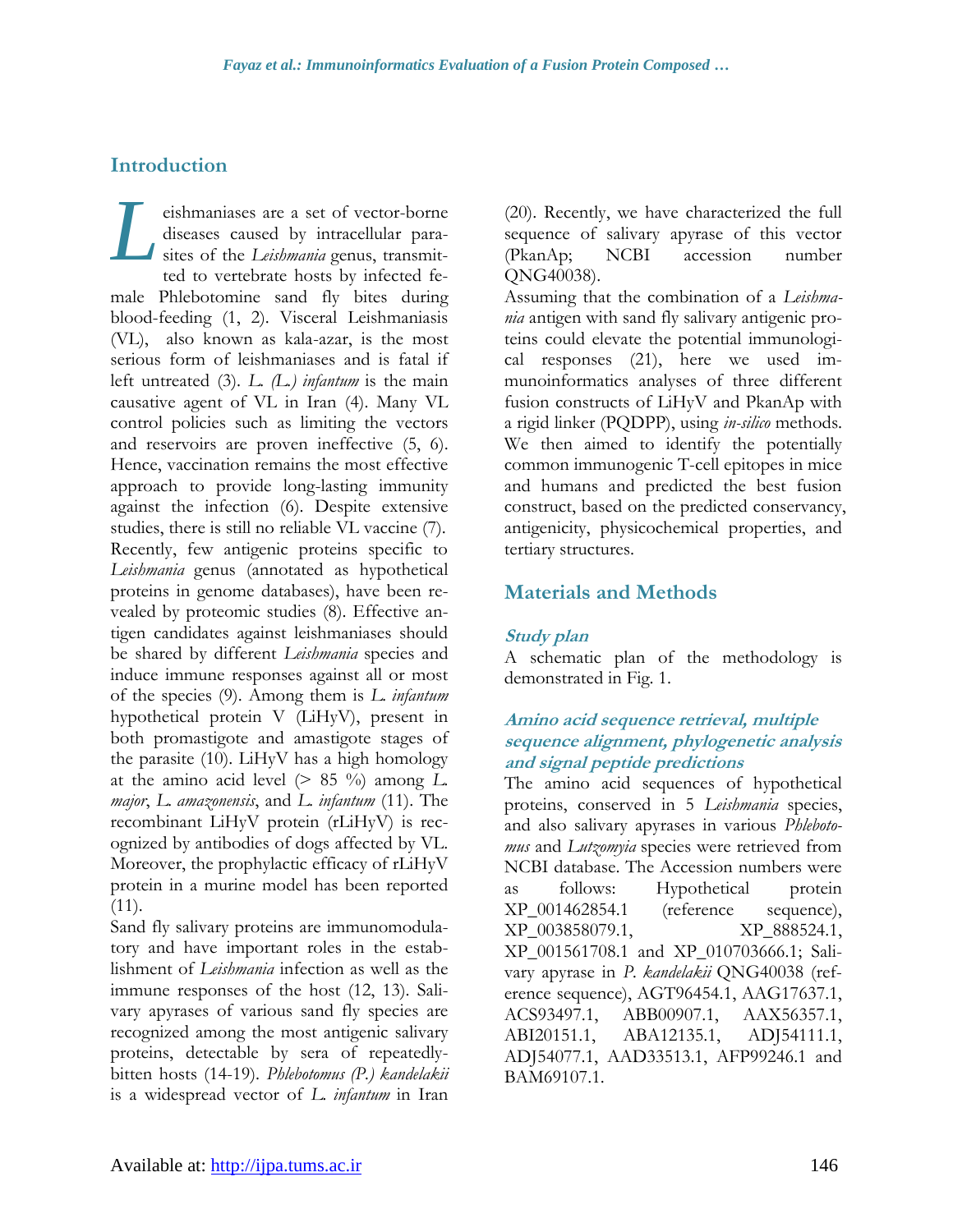## Introduction

Leishmaniases are a set of vector-borne diseases caused by intracellular parasites of the *Leishmania* genus, transmitted to vertebrate hosts by infected female Phlebotomine sand fly bites during blood-feeding (1, 2). Visceral Leishmaniasis (VL), also known as kala-azar, is the most serious form of leishmaniases and is fatal if left untreated (3). *L. (L.) infantum* is the main causative agent of VL in Iran (4). Many VL control policies such as limiting the vectors and reservoirs are proven ineffective (5, 6). Hence, vaccination remains the most effective approach to provide long-lasting immunity against the infection (6). Despite extensive studies, there is still no reliable VL vaccine (7). Recently, few antigenic proteins specific to *Leishmania* genus (annotated as hypothetical proteins in genome databases), have been revealed by proteomic studies (8). Effective antigen candidates against leishmaniases should be shared by different *Leishmania* species and induce immune responses against all or most of the species (9). Among them is *L. infantum* hypothetical protein V (LiHyV), present in both promastigote and amastigote stages of the parasite (10). LiHyV has a high homology at the amino acid level (> 85 %) among *L. major*, *L. amazonensis*, and *L. infantum* (11). The recombinant LiHyV protein (rLiHyV) is recognized by antibodies of dogs affected by VL. Moreover, the prophylactic efficacy of rLiHyV protein in a murine model has been reported (11).

Sand fly salivary proteins are immunomodulatory and have important roles in the establishment of *Leishmania* infection as well as the immune responses of the host (12, 13). Salivary apyrases of various sand fly species are recognized among the most antigenic salivary proteins, detectable by sera of repeatedly-bitten hosts (14-19). *Phlebotomus (P.) kandelakii* is a widespread vector of *L. infantum* in Iran (20). Recently, we have characterized the full sequence of salivary apyrase of this vector (PkanAp; NCBI accession number QNG40038).

Assuming that the combination of a *Leishmania* antigen with sand fly salivary antigenic proteins could elevate the potential immunological responses (21), here we used immunoinformatics analyses of three different fusion constructs of LiHyV and PkanAp with a rigid linker (PQDPP), using *in-silico* methods. We then aimed to identify the potentially common immunogenic T-cell epitopes in mice and humans and predicted the best fusion construct, based on the predicted conservancy, antigenicity, physicochemical properties, and tertiary structures.

## Materials and Methods

### Study plan

A schematic plan of the methodology is demonstrated in Fig. 1.

### Amino acid sequence retrieval, multiple sequence alignment, phylogenetic analysis and signal peptide predictions

The amino acid sequences of hypothetical proteins, conserved in 5 *Leishmania* species, and also salivary apyrases in various *Phlebotomus* and *Lutzomyia* species were retrieved from NCBI database. The Accession numbers were as follows: Hypothetical protein XP_001462854.1 (reference sequence), XP_003858079.1, XP_888524.1, XP_001561708.1 and XP_010703666.1; Salivary apyrase in *P. kandelakii* QNG40038 (reference sequence), AGT96454.1, AAG17637.1, ACS93497.1, ABB00907.1, AAX56357.1, ABI20151.1, ABA12135.1, ADJ54111.1, ADJ54077.1, AAD33513.1, AFP99246.1 and BAM69107.1.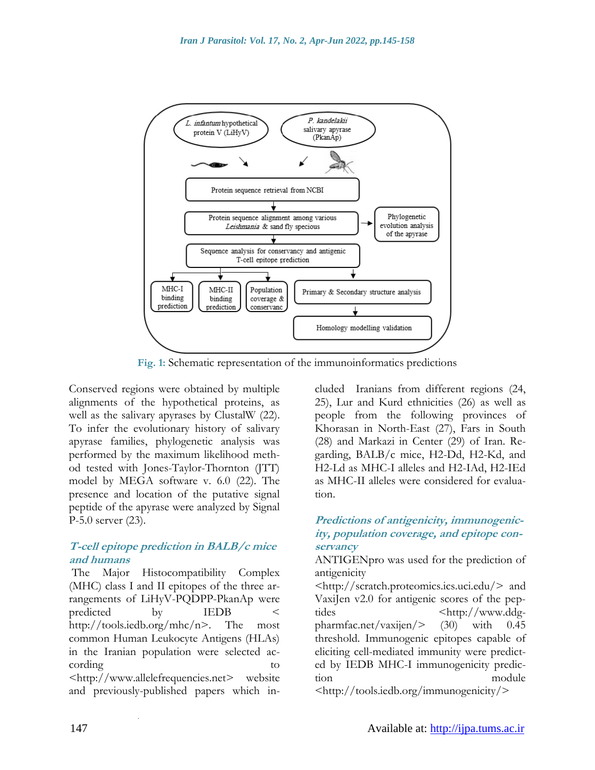Fig. 1: Schematic representation of the immunoinformatics predictions

Conserved regions were obtained by multiple alignments of the hypothetical proteins, as well as the salivary apyrases by ClustalW (22). To infer the evolutionary history of salivary apyrase families, phylogenetic analysis was performed by the maximum likelihood method tested with Jones-Taylor-Thornton (JTT) model by MEGA software v. 6.0 (22). The presence and location of the putative signal peptide of the apyrase were analyzed by Signal P-5.0 server (23).

### *T-cell epitope prediction in BALB/c mice and humans*

The Major Histocompatibility Complex (MHC) class I and II epitopes of the three arrangements of LiHyV-PQDPP-PkanAp were predicted by IEDB < http://tools.iedb.org/mhc/n>. The most common Human Leukocyte Antigens (HLAs) in the Iranian population were selected according to <http://www.allelefrequencies.net> website and previously-published papers which included Iranians from different regions (24, 25), Lur and Kurd ethnicities (26) as well as people from the following provinces of Khorasan in North-East (27), Fars in South (28) and Markazi in Center (29) of Iran. Regarding, BALB/c mice, H2-Dd, H2-Kd, and H2-Ld as MHC-I alleles and H2-IAd, H2-IEd as MHC-II alleles were considered for evaluation.

### *Predictions of antigenicity, immunogenicity, population coverage, and epitope conservancy*

ANTIGENpro was used for the prediction of antigenicity <http://scratch.proteomics.ics.uci.edu/> and VaxiJen v2.0 for antigenic scores of the peptides <http://www.ddg-pharmfac.net/vaxijen/> (30) with 0.45 threshold. Immunogenic epitopes capable of eliciting cell-mediated immunity were predicted by IEDB MHC-I immunogenicity prediction module <http://tools.iedb.org/immunogenicity/>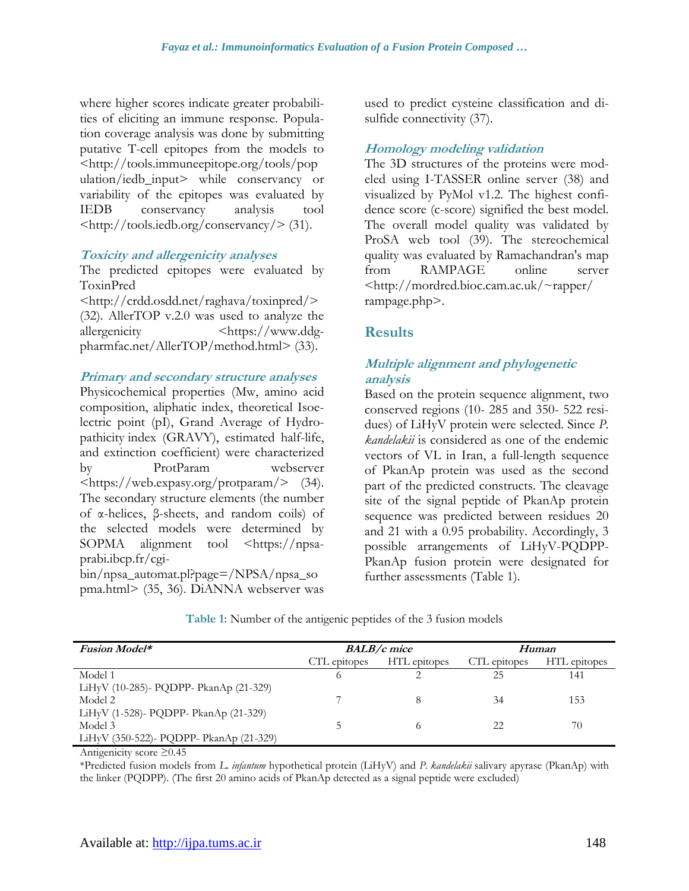where higher scores indicate greater probabilities of eliciting an immune response. Population coverage analysis was done by submitting putative T-cell epitopes from the models to <http://tools.immuneepitope.org/tools/population/iedb_input> while conservancy or variability of the epitopes was evaluated by IEDB conservancy analysis tool <http://tools.iedb.org/conservancy/> (31).

### Toxicity and allergenicity analyses

The predicted epitopes were evaluated by ToxinPred <http://crdd.osdd.net/raghava/toxinpred/> (32). AllerTOP v.2.0 was used to analyze the allergenicity <https://www.ddg-pharmfac.net/AllerTOP/method.html> (33).

### Primary and secondary structure analyses

Physicochemical properties (Mw, amino acid composition, aliphatic index, theoretical Isoelectric point (pI), Grand Average of Hydropathicity index (GRAVY), estimated half-life, and extinction coefficient) were characterized by ProtParam webserver <https://web.expasy.org/protparam/> (34). The secondary structure elements (the number of α-helices, β-sheets, and random coils) of the selected models were determined by SOPMA alignment tool <https://npsa-prabi.ibcp.fr/cgi-bin/npsa_automat.pl?page=/NPSA/npsa_sopma.html> (35, 36). DiANNA webserver was used to predict cysteine classification and disulfide connectivity (37).

### Homology modeling validation

The 3D structures of the proteins were modeled using I-TASSER online server (38) and visualized by PyMol v1.2. The highest confidence score (c-score) signified the best model. The overall model quality was validated by ProSA web tool (39). The stereochemical quality was evaluated by Ramachandran's map from RAMPAGE online server <http://mordred.bioc.cam.ac.uk/~rapper/rampage.php>.

## Results

### Multiple alignment and phylogenetic analysis

Based on the protein sequence alignment, two conserved regions (10- 285 and 350- 522 residues) of LiHyV protein were selected. Since *P. kandelakii* is considered as one of the endemic vectors of VL in Iran, a full-length sequence of PkanAp protein was used as the second part of the predicted constructs. The cleavage site of the signal peptide of PkanAp protein sequence was predicted between residues 20 and 21 with a 0.95 probability. Accordingly, 3 possible arrangements of LiHyV-PQDPP-PkanAp fusion protein were designated for further assessments (Table 1).

**Table 1:** Number of the antigenic peptides of the 3 fusion models

| *Fusion Model\** | *BALB/c mice* | | *Human* | |
|---|---|---|---|---|
| | CTL epitopes | HTL epitopes | CTL epitopes | HTL epitopes |
| Model 1<br>LiHyV (10-285)- PQDPP- PkanAp (21-329) | 6 | 2 | 25 | 141 |
| Model 2<br>LiHyV (1-528)- PQDPP- PkanAp (21-329) | 7 | 8 | 34 | 153 |
| Model 3<br>LiHyV (350-522)- PQDPP- PkanAp (21-329) | 5 | 6 | 22 | 70 |

Antigenicity score ≥0.45

\*Predicted fusion models from *L. infantum* hypothetical protein (LiHyV) and *P. kandelakii* salivary apyrase (PkanAp) with the linker (PQDPP). (The first 20 amino acids of PkanAp detected as a signal peptide were excluded)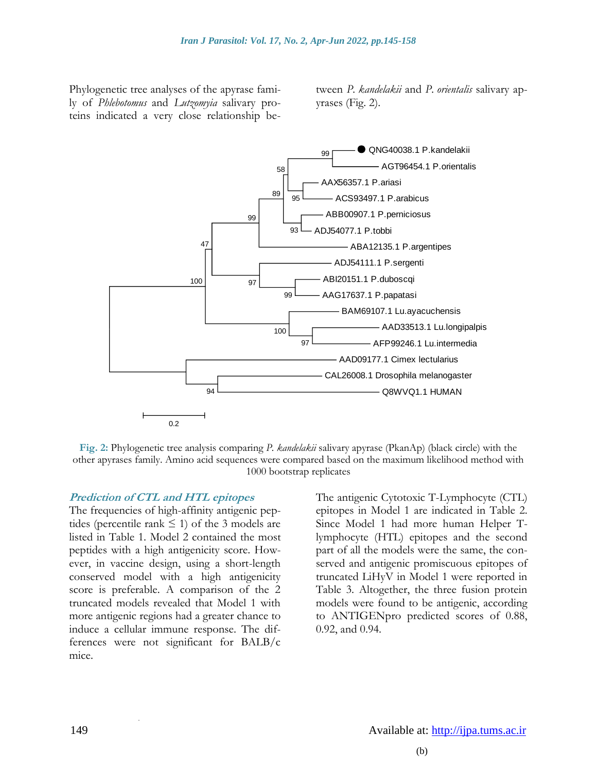Phylogenetic tree analyses of the apyrase family of *Phlebotomus* and *Lutzomyia* salivary proteins indicated a very close relationship between *P. kandelakii* and *P. orientalis* salivary apyrases (Fig. 2).

**Fig. 2:** Phylogenetic tree analysis comparing *P. kandelakii* salivary apyrase (PkanAp) (black circle) with the other apyrases family. Amino acid sequences were compared based on the maximum likelihood method with 1000 bootstrap replicates

### *Prediction of CTL and HTL epitopes*

The frequencies of high-affinity antigenic peptides (percentile rank ≤ 1) of the 3 models are listed in Table 1. Model 2 contained the most peptides with a high antigenicity score. However, in vaccine design, using a short-length conserved model with a high antigenicity score is preferable. A comparison of the 2 truncated models revealed that Model 1 with more antigenic regions had a greater chance to induce a cellular immune response. The differences were not significant for BALB/c mice.

The antigenic Cytotoxic T-Lymphocyte (CTL) epitopes in Model 1 are indicated in Table 2. Since Model 1 had more human Helper T-lymphocyte (HTL) epitopes and the second part of all the models were the same, the conserved and antigenic promiscuous epitopes of truncated LiHyV in Model 1 were reported in Table 3. Altogether, the three fusion protein models were found to be antigenic, according to ANTIGENpro predicted scores of 0.88, 0.92, and 0.94.

(b)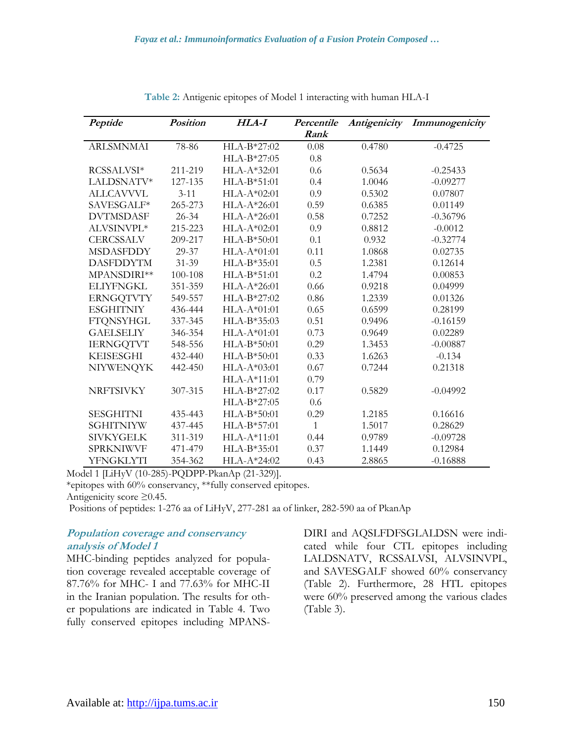**Table 2:** Antigenic epitopes of Model 1 interacting with human HLA-I

| *Peptide* | *Position* | *HLA-I* | *Percentile Rank* | *Antigenicity* | *Immunogenicity* |
|---|---|---|---|---|---|
| ARLSMNMAI | 78-86 | HLA-B*27:02 | 0.08 | 0.4780 | -0.4725 |
| | | HLA-B*27:05 | 0.8 | | |
| RCSSALVSI* | 211-219 | HLA-A*32:01 | 0.6 | 0.5634 | -0.25433 |
| LALDSNATV* | 127-135 | HLA-B*51:01 | 0.4 | 1.0046 | -0.09277 |
| ALLCAVVVL | 3-11 | HLA-A*02:01 | 0.9 | 0.5302 | 0.07807 |
| SAVESGALF* | 265-273 | HLA-A*26:01 | 0.59 | 0.6385 | 0.01149 |
| DVTMSDASF | 26-34 | HLA-A*26:01 | 0.58 | 0.7252 | -0.36796 |
| ALVSINVPL* | 215-223 | HLA-A*02:01 | 0.9 | 0.8812 | -0.0012 |
| CERCSSALV | 209-217 | HLA-B*50:01 | 0.1 | 0.932 | -0.32774 |
| MSDASFDDY | 29-37 | HLA-A*01:01 | 0.11 | 1.0868 | 0.02735 |
| DASFDDYTM | 31-39 | HLA-B*35:01 | 0.5 | 1.2381 | 0.12614 |
| MPANSDIRI** | 100-108 | HLA-B*51:01 | 0.2 | 1.4794 | 0.00853 |
| ELIYFNGKL | 351-359 | HLA-A*26:01 | 0.66 | 0.9218 | 0.04999 |
| ERNGQTVTY | 549-557 | HLA-B*27:02 | 0.86 | 1.2339 | 0.01326 |
| ESGHITNIY | 436-444 | HLA-A*01:01 | 0.65 | 0.6599 | 0.28199 |
| FTQNSYHGL | 337-345 | HLA-B*35:03 | 0.51 | 0.9496 | -0.16159 |
| GAELSELIY | 346-354 | HLA-A*01:01 | 0.73 | 0.9649 | 0.02289 |
| IERNGQTVT | 548-556 | HLA-B*50:01 | 0.29 | 1.3453 | -0.00887 |
| KEISESGHI | 432-440 | HLA-B*50:01 | 0.33 | 1.6263 | -0.134 |
| NIYWENQYK | 442-450 | HLA-A*03:01 | 0.67 | 0.7244 | 0.21318 |
| | | HLA-A*11:01 | 0.79 | | |
| NRFTSIVKY | 307-315 | HLA-B*27:02 | 0.17 | 0.5829 | -0.04992 |
| | | HLA-B*27:05 | 0.6 | | |
| SESGHITNI | 435-443 | HLA-B*50:01 | 0.29 | 1.2185 | 0.16616 |
| SGHITNIYW | 437-445 | HLA-B*57:01 | 1 | 1.5017 | 0.28629 |
| SIVKYGELK | 311-319 | HLA-A*11:01 | 0.44 | 0.9789 | -0.09728 |
| SPRKNIWVF | 471-479 | HLA-B*35:01 | 0.37 | 1.1449 | 0.12984 |
| YFNGKLYTI | 354-362 | HLA-A*24:02 | 0.43 | 2.8865 | -0.16888 |

Model 1 [LiHyV (10-285)-PQDPP-PkanAp (21-329)].
*epitopes with 60% conservancy, **fully conserved epitopes.
Antigenicity score ≥0.45.
Positions of peptides: 1-276 aa of LiHyV, 277-281 aa of linker, 282-590 aa of PkanAp

### *Population coverage and conservancy analysis of Model 1*

MHC-binding peptides analyzed for population coverage revealed acceptable coverage of 87.76% for MHC- I and 77.63% for MHC-II in the Iranian population. The results for other populations are indicated in Table 4. Two fully conserved epitopes including MPANSDIRI and AQSLFDFSGLALDSN were indicated while four CTL epitopes including LALDSNATV, RCSSALVSI, ALVSINVPL, and SAVESGALF showed 60% conservancy (Table 2). Furthermore, 28 HTL epitopes were 60% preserved among the various clades (Table 3).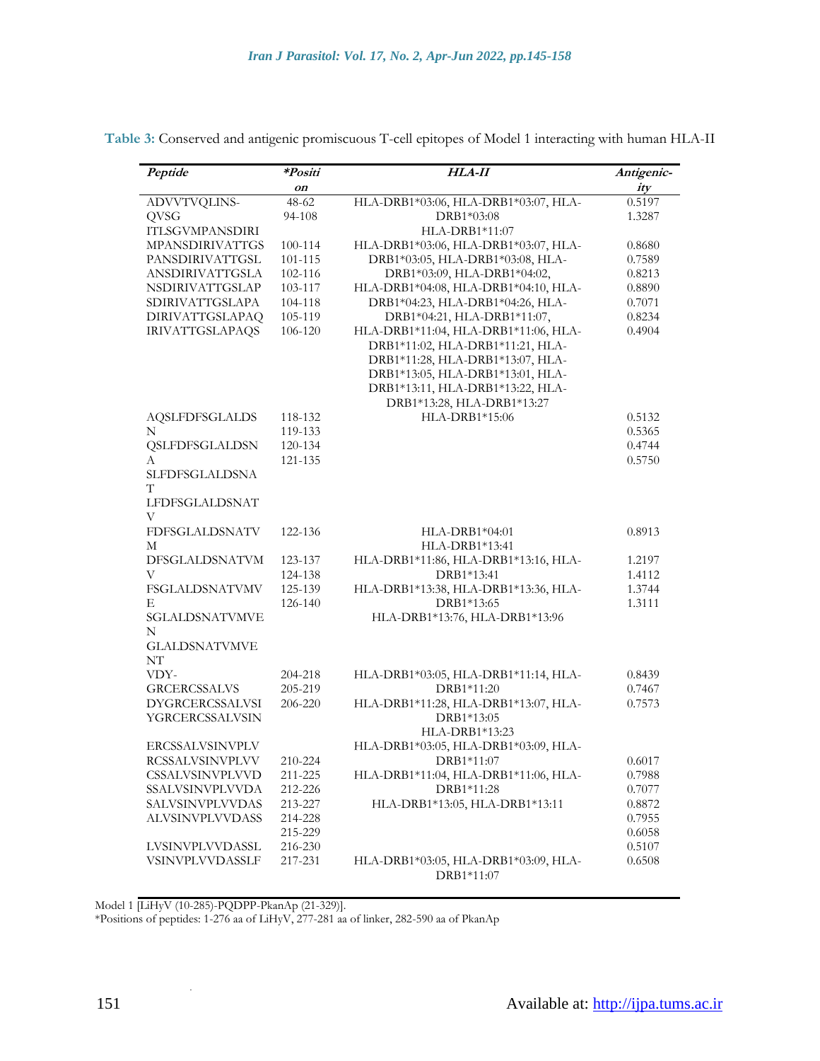**Table 3:** Conserved and antigenic promiscuous T-cell epitopes of Model 1 interacting with human HLA-II

| *Peptide* | *\*Position* | *HLA-II* | *Antigenicity* |
|---|---|---|---|
| ADVVTVQLINS-QVSG<br>ITLSGVMPANSDIRI | 48-62<br>94-108 | HLA-DRB1*03:06, HLA-DRB1*03:07, HLA-DRB1*03:08<br>HLA-DRB1*11:07 | 0.5197<br>1.3287 |
| MPANSDIRIVATTGS<br>PANSDIRIVATTGSL<br>ANSDIRIVATTGSLA<br>NSDIRIVATTGSLAP<br>SDIRIVATTGSLAPA<br>DIRIVATTGSLAPAQ<br>IRIVATTGSLAPAQS | 100-114<br>101-115<br>102-116<br>103-117<br>104-118<br>105-119<br>106-120 | HLA-DRB1*03:06, HLA-DRB1*03:07, HLA-DRB1*03:05, HLA-DRB1*03:08, HLA-DRB1*03:09, HLA-DRB1*04:02, HLA-DRB1*04:08, HLA-DRB1*04:10, HLA-DRB1*04:23, HLA-DRB1*04:26, HLA-DRB1*04:21, HLA-DRB1*11:07, HLA-DRB1*11:04, HLA-DRB1*11:06, HLA-DRB1*11:02, HLA-DRB1*11:21, HLA-DRB1*11:28, HLA-DRB1*13:07, HLA-DRB1*13:05, HLA-DRB1*13:01, HLA-DRB1*13:11, HLA-DRB1*13:22, HLA-DRB1*13:28, HLA-DRB1*13:27 | 0.8680<br>0.7589<br>0.8213<br>0.8890<br>0.7071<br>0.8234<br>0.4904 |
| AQSLFDFSGLALDSN<br>QSLFDFSGLALDSNA<br>SLFDFSGLALDSNAT<br>LFDFSGLALDSNATV | 118-132<br>119-133<br>120-134<br>121-135 | HLA-DRB1*15:06 | 0.5132<br>0.5365<br>0.4744<br>0.5750 |
| FDFSGLALDSNATVM<br>DFSGLALDSNATVMV<br>FSGLALDSNATVMVE<br>SGLALDSNATVMVEN<br>GLALDSNATVMVENT | 122-136<br>123-137<br>124-138<br>125-139<br>126-140 | HLA-DRB1*04:01<br>HLA-DRB1*13:41<br>HLA-DRB1*11:86, HLA-DRB1*13:16, HLA-DRB1*13:41<br>HLA-DRB1*13:38, HLA-DRB1*13:36, HLA-DRB1*13:65<br>HLA-DRB1*13:76, HLA-DRB1*13:96 | 0.8913<br>1.2197<br>1.4112<br>1.3744<br>1.3111 |
| VDY-GRCERCSSALVS<br>DYGRCERCSSALVSI<br>YGRCERCSSALVSIN | 204-218<br>205-219<br>206-220 | HLA-DRB1*03:05, HLA-DRB1*11:14, HLA-DRB1*11:20<br>HLA-DRB1*11:28, HLA-DRB1*13:07, HLA-DRB1*13:05<br>HLA-DRB1*13:23 | 0.8439<br>0.7467<br>0.7573 |
| ERCSSALVSINVPLV<br>RCSSALVSINVPLVV<br>CSSALVSINVPLVVD<br>SSALVSINVPLVVDA<br>SALVSINVPLVVDAS<br>ALVSINVPLVVDASS | 210-224<br>211-225<br>212-226<br>213-227<br>214-228<br>215-229 | HLA-DRB1*03:05, HLA-DRB1*03:09, HLA-DRB1*11:07<br>HLA-DRB1*11:04, HLA-DRB1*11:06, HLA-DRB1*11:28<br>HLA-DRB1*13:05, HLA-DRB1*13:11 | 0.6017<br>0.7988<br>0.7077<br>0.8872<br>0.7955<br>0.6058 |
| LVSINVPLVVDASSL<br>VSINVPLVVDASSLF | 216-230<br>217-231 | HLA-DRB1*03:05, HLA-DRB1*03:09, HLA-DRB1*11:07 | 0.5107<br>0.6508 |

Model 1 [LiHyV (10-285)-PQDPP-PkanAp (21-329)].
*Positions of peptides: 1-276 aa of LiHyV, 277-281 aa of linker, 282-590 aa of PkanAp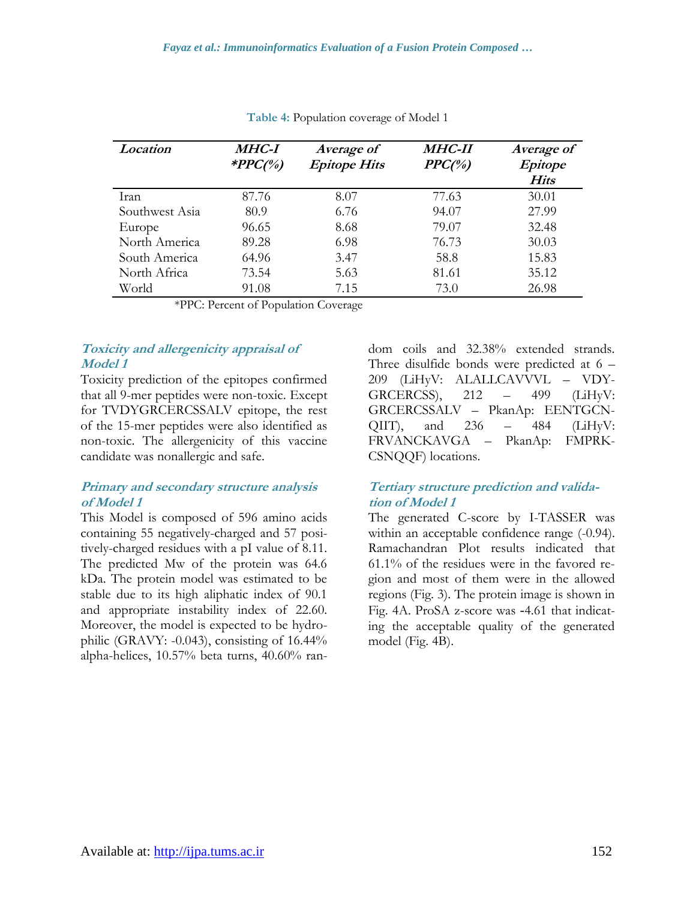**Table 4:** Population coverage of Model 1

| *Location* | *MHC-I \*PPC(%)* | *Average of Epitope Hits* | *MHC-II PPC(%)* | *Average of Epitope Hits* |
|---|---|---|---|---|
| Iran | 87.76 | 8.07 | 77.63 | 30.01 |
| Southwest Asia | 80.9 | 6.76 | 94.07 | 27.99 |
| Europe | 96.65 | 8.68 | 79.07 | 32.48 |
| North America | 89.28 | 6.98 | 76.73 | 30.03 |
| South America | 64.96 | 3.47 | 58.8 | 15.83 |
| North Africa | 73.54 | 5.63 | 81.61 | 35.12 |
| World | 91.08 | 7.15 | 73.0 | 26.98 |

*PPC: Percent of Population Coverage

### *Toxicity and allergenicity appraisal of Model 1*

Toxicity prediction of the epitopes confirmed that all 9-mer peptides were non-toxic. Except for TVDYGRCERCSSALV epitope, the rest of the 15-mer peptides were also identified as non-toxic. The allergenicity of this vaccine candidate was nonallergic and safe.

### *Primary and secondary structure analysis of Model 1*

This Model is composed of 596 amino acids containing 55 negatively-charged and 57 positively-charged residues with a pI value of 8.11. The predicted Mw of the protein was 64.6 kDa. The protein model was estimated to be stable due to its high aliphatic index of 90.1 and appropriate instability index of 22.60. Moreover, the model is expected to be hydrophilic (GRAVY: -0.043), consisting of 16.44% alpha-helices, 10.57% beta turns, 40.60% random coils and 32.38% extended strands. Three disulfide bonds were predicted at 6 – 209 (LiHyV: ALALLCAVVVL – VDYGRCERCSS), 212 – 499 (LiHyV: GRCERCSSALV – PkanAp: EENTGCNQIIT), and 236 – 484 (LiHyV: FRVANCKAVGA – PkanAp: FMPRKCSNQQF) locations.

### *Tertiary structure prediction and validation of Model 1*

The generated C-score by I-TASSER was within an acceptable confidence range (-0.94). Ramachandran Plot results indicated that 61.1% of the residues were in the favored region and most of them were in the allowed regions (Fig. 3). The protein image is shown in Fig. 4A. ProSA z-score was -4.61 that indicating the acceptable quality of the generated model (Fig. 4B).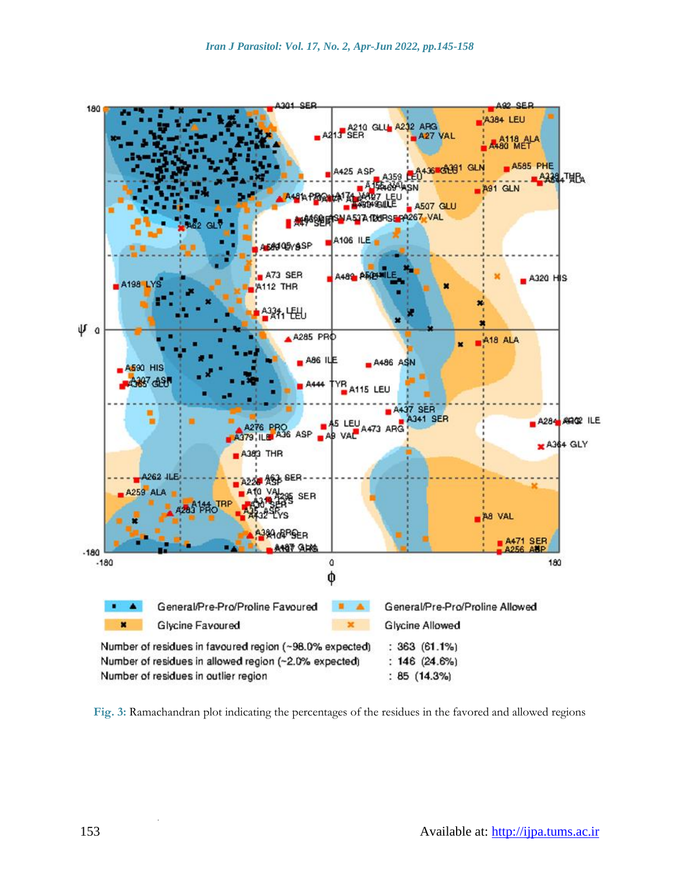Fig. 3: Ramachandran plot indicating the percentages of the residues in the favored and allowed regions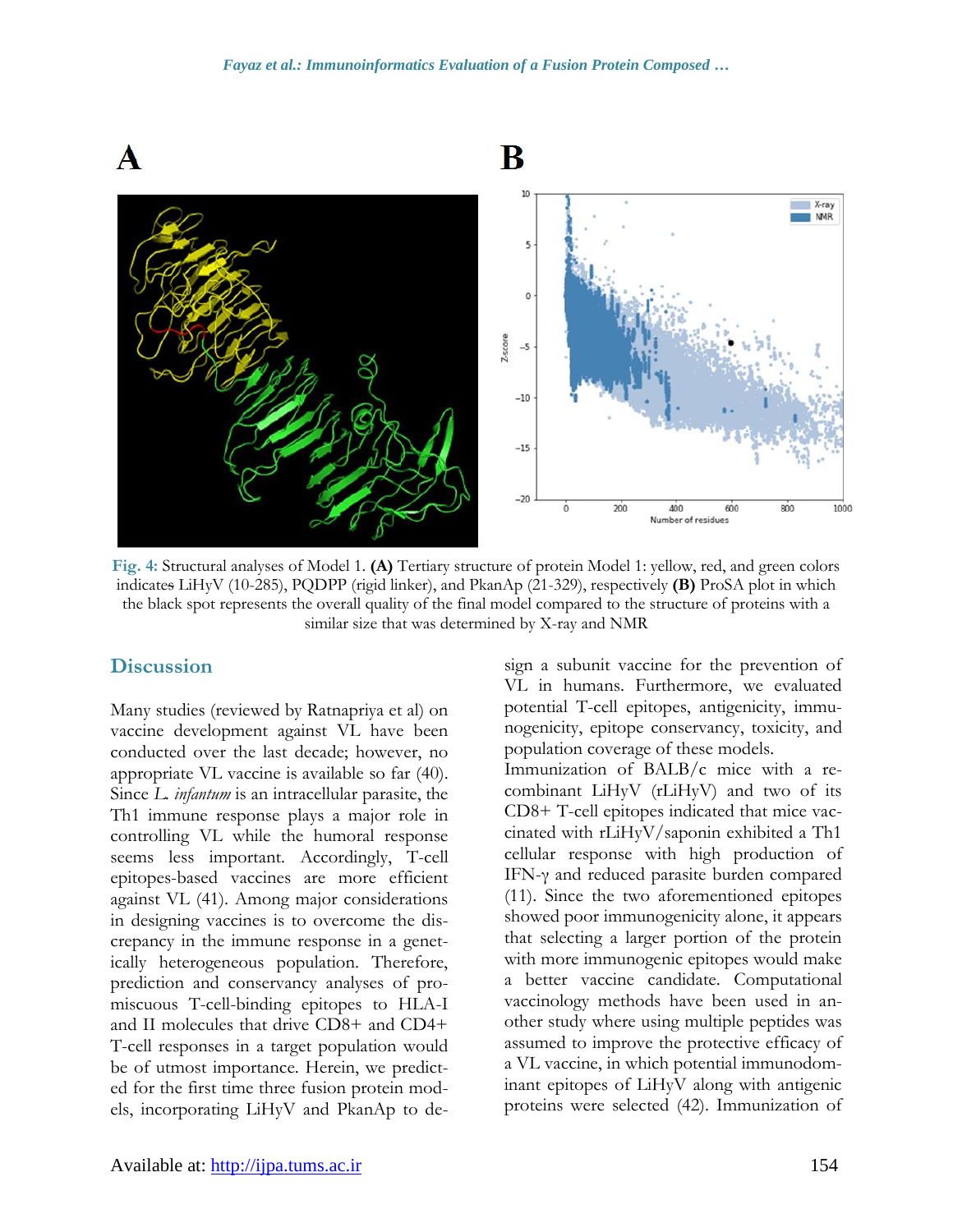Fig. 4: Structural analyses of Model 1. **(A)** Tertiary structure of protein Model 1: yellow, red, and green colors indicates LiHyV (10-285), PQDPP (rigid linker), and PkanAp (21-329), respectively **(B)** ProSA plot in which the black spot represents the overall quality of the final model compared to the structure of proteins with a similar size that was determined by X-ray and NMR

## Discussion

Many studies (reviewed by Ratnapriya et al) on vaccine development against VL have been conducted over the last decade; however, no appropriate VL vaccine is available so far (40). Since *L. infantum* is an intracellular parasite, the Th1 immune response plays a major role in controlling VL while the humoral response seems less important. Accordingly, T-cell epitopes-based vaccines are more efficient against VL (41). Among major considerations in designing vaccines is to overcome the discrepancy in the immune response in a genetically heterogeneous population. Therefore, prediction and conservancy analyses of promiscuous T-cell-binding epitopes to HLA-I and II molecules that drive CD8+ and CD4+ T-cell responses in a target population would be of utmost importance. Herein, we predicted for the first time three fusion protein models, incorporating LiHyV and PkanAp to design a subunit vaccine for the prevention of VL in humans. Furthermore, we evaluated potential T-cell epitopes, antigenicity, immunogenicity, epitope conservancy, toxicity, and population coverage of these models.

Immunization of BALB/c mice with a recombinant LiHyV (rLiHyV) and two of its CD8+ T-cell epitopes indicated that mice vaccinated with rLiHyV/saponin exhibited a Th1 cellular response with high production of IFN-γ and reduced parasite burden compared (11). Since the two aforementioned epitopes showed poor immunogenicity alone, it appears that selecting a larger portion of the protein with more immunogenic epitopes would make a better vaccine candidate. Computational vaccinology methods have been used in another study where using multiple peptides was assumed to improve the protective efficacy of a VL vaccine, in which potential immunodominant epitopes of LiHyV along with antigenic proteins were selected (42). Immunization of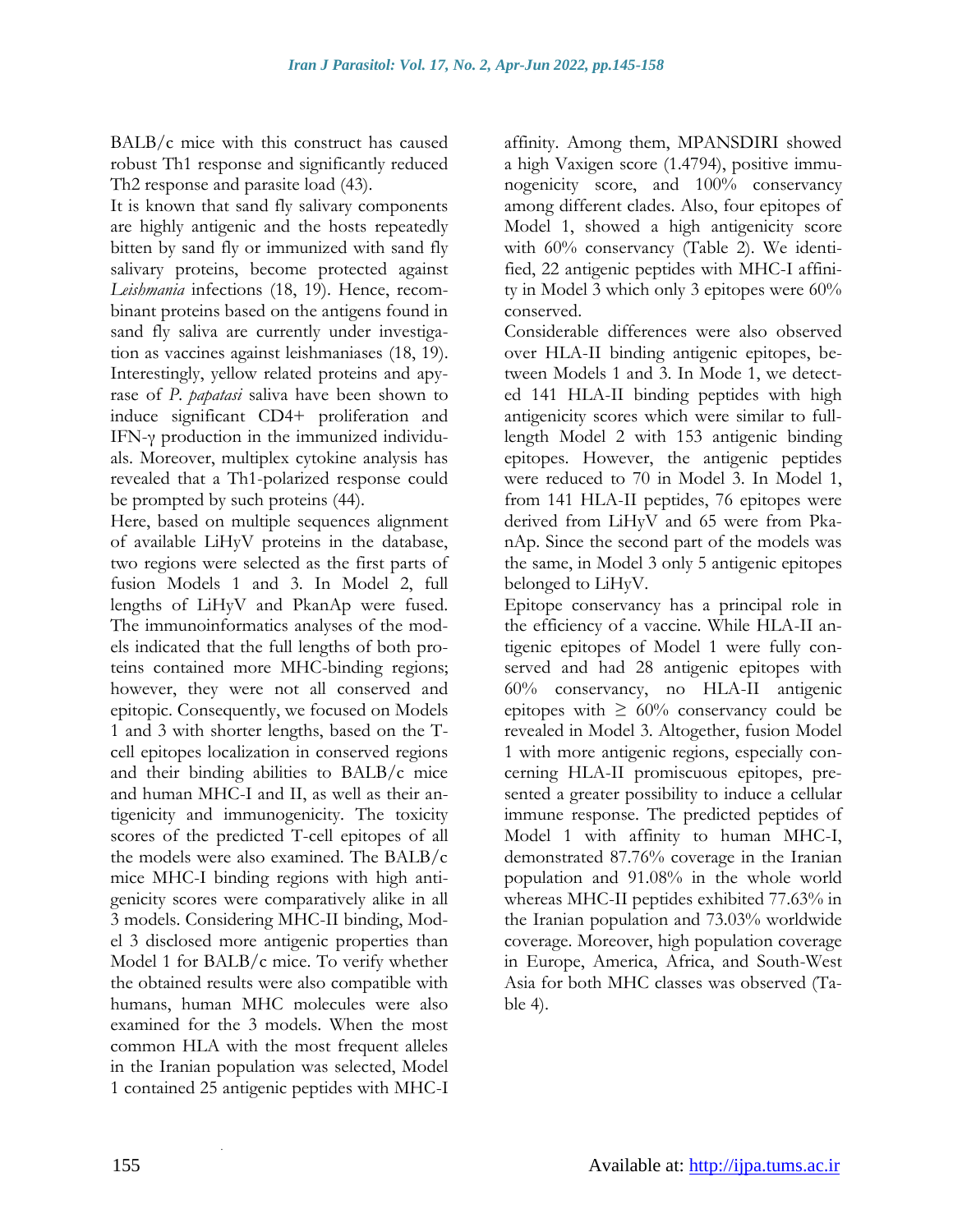BALB/c mice with this construct has caused robust Th1 response and significantly reduced Th2 response and parasite load (43).

It is known that sand fly salivary components are highly antigenic and the hosts repeatedly bitten by sand fly or immunized with sand fly salivary proteins, become protected against *Leishmania* infections (18, 19). Hence, recombinant proteins based on the antigens found in sand fly saliva are currently under investigation as vaccines against leishmaniases (18, 19). Interestingly, yellow related proteins and apyrase of *P. papatasi* saliva have been shown to induce significant CD4+ proliferation and IFN-γ production in the immunized individuals. Moreover, multiplex cytokine analysis has revealed that a Th1-polarized response could be prompted by such proteins (44).

Here, based on multiple sequences alignment of available LiHyV proteins in the database, two regions were selected as the first parts of fusion Models 1 and 3. In Model 2, full lengths of LiHyV and PkanAp were fused. The immunoinformatics analyses of the models indicated that the full lengths of both proteins contained more MHC-binding regions; however, they were not all conserved and epitopic. Consequently, we focused on Models 1 and 3 with shorter lengths, based on the T-cell epitopes localization in conserved regions and their binding abilities to BALB/c mice and human MHC-I and II, as well as their antigenicity and immunogenicity. The toxicity scores of the predicted T-cell epitopes of all the models were also examined. The BALB/c mice MHC-I binding regions with high antigenicity scores were comparatively alike in all 3 models. Considering MHC-II binding, Model 3 disclosed more antigenic properties than Model 1 for BALB/c mice. To verify whether the obtained results were also compatible with humans, human MHC molecules were also examined for the 3 models. When the most common HLA with the most frequent alleles in the Iranian population was selected, Model 1 contained 25 antigenic peptides with MHC-I affinity. Among them, MPANSDIRI showed a high Vaxigen score (1.4794), positive immunogenicity score, and 100% conservancy among different clades. Also, four epitopes of Model 1, showed a high antigenicity score with 60% conservancy (Table 2). We identified, 22 antigenic peptides with MHC-I affinity in Model 3 which only 3 epitopes were 60% conserved.

Considerable differences were also observed over HLA-II binding antigenic epitopes, between Models 1 and 3. In Mode 1, we detected 141 HLA-II binding peptides with high antigenicity scores which were similar to full-length Model 2 with 153 antigenic binding epitopes. However, the antigenic peptides were reduced to 70 in Model 3. In Model 1, from 141 HLA-II peptides, 76 epitopes were derived from LiHyV and 65 were from PkanAp. Since the second part of the models was the same, in Model 3 only 5 antigenic epitopes belonged to LiHyV.

Epitope conservancy has a principal role in the efficiency of a vaccine. While HLA-II antigenic epitopes of Model 1 were fully conserved and had 28 antigenic epitopes with 60% conservancy, no HLA-II antigenic epitopes with ≥ 60% conservancy could be revealed in Model 3. Altogether, fusion Model 1 with more antigenic regions, especially concerning HLA-II promiscuous epitopes, presented a greater possibility to induce a cellular immune response. The predicted peptides of Model 1 with affinity to human MHC-I, demonstrated 87.76% coverage in the Iranian population and 91.08% in the whole world whereas MHC-II peptides exhibited 77.63% in the Iranian population and 73.03% worldwide coverage. Moreover, high population coverage in Europe, America, Africa, and South-West Asia for both MHC classes was observed (Table 4).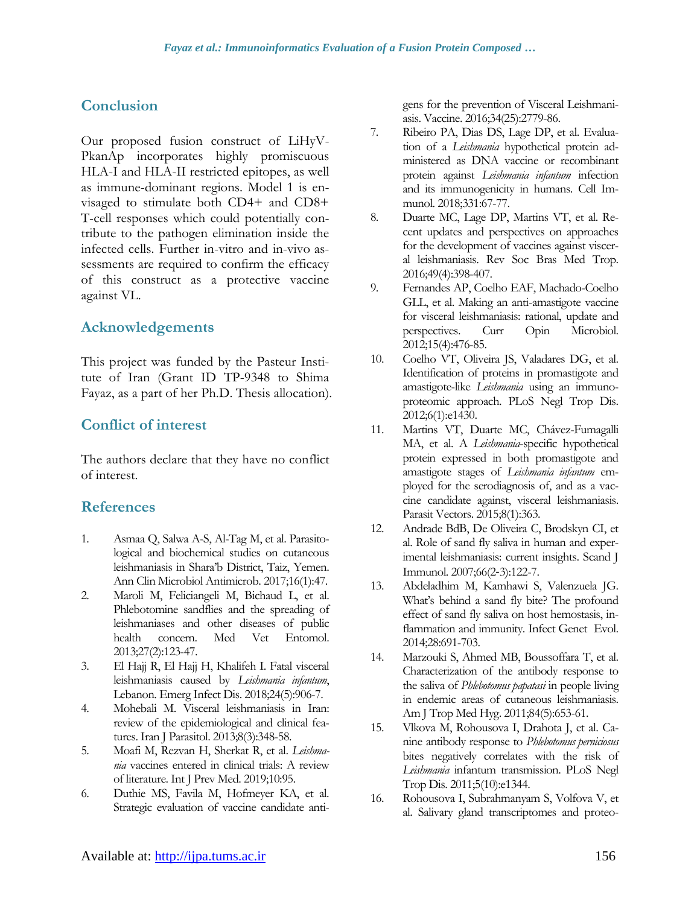## Conclusion

Our proposed fusion construct of LiHyV-PkanAp incorporates highly promiscuous HLA-I and HLA-II restricted epitopes, as well as immune-dominant regions. Model 1 is envisaged to stimulate both CD4+ and CD8+ T-cell responses which could potentially contribute to the pathogen elimination inside the infected cells. Further in-vitro and in-vivo assessments are required to confirm the efficacy of this construct as a protective vaccine against VL.

## Acknowledgements

This project was funded by the Pasteur Institute of Iran (Grant ID TP-9348 to Shima Fayaz, as a part of her Ph.D. Thesis allocation).

## Conflict of interest

The authors declare that they have no conflict of interest.

## References

1. Asmaa Q, Salwa A-S, Al-Tag M, et al. Parasitological and biochemical studies on cutaneous leishmaniasis in Shara'b District, Taiz, Yemen. Ann Clin Microbiol Antimicrob. 2017;16(1):47.
2. Maroli M, Feliciangeli M, Bichaud L, et al. Phlebotomine sandflies and the spreading of leishmaniases and other diseases of public health concern. Med Vet Entomol. 2013;27(2):123-47.
3. El Hajj R, El Hajj H, Khalifeh I. Fatal visceral leishmaniasis caused by *Leishmania infantum*, Lebanon. Emerg Infect Dis. 2018;24(5):906-7.
4. Mohebali M. Visceral leishmaniasis in Iran: review of the epidemiological and clinical features. Iran J Parasitol. 2013;8(3):348-58.
5. Moafi M, Rezvan H, Sherkat R, et al. *Leishmania* vaccines entered in clinical trials: A review of literature. Int J Prev Med. 2019;10:95.
6. Duthie MS, Favila M, Hofmeyer KA, et al. Strategic evaluation of vaccine candidate antigens for the prevention of Visceral Leishmaniasis. Vaccine. 2016;34(25):2779-86.
7. Ribeiro PA, Dias DS, Lage DP, et al. Evaluation of a *Leishmania* hypothetical protein administered as DNA vaccine or recombinant protein against *Leishmania infantum* infection and its immunogenicity in humans. Cell Immunol. 2018;331:67-77.
8. Duarte MC, Lage DP, Martins VT, et al. Recent updates and perspectives on approaches for the development of vaccines against visceral leishmaniasis. Rev Soc Bras Med Trop. 2016;49(4):398-407.
9. Fernandes AP, Coelho EAF, Machado-Coelho GLL, et al. Making an anti-amastigote vaccine for visceral leishmaniasis: rational, update and perspectives. Curr Opin Microbiol. 2012;15(4):476-85.
10. Coelho VT, Oliveira JS, Valadares DG, et al. Identification of proteins in promastigote and amastigote-like *Leishmania* using an immunoproteomic approach. PLoS Negl Trop Dis. 2012;6(1):e1430.
11. Martins VT, Duarte MC, Chávez-Fumagalli MA, et al. A *Leishmania*-specific hypothetical protein expressed in both promastigote and amastigote stages of *Leishmania infantum* employed for the serodiagnosis of, and as a vaccine candidate against, visceral leishmaniasis. Parasit Vectors. 2015;8(1):363.
12. Andrade BdB, De Oliveira C, Brodskyn CI, et al. Role of sand fly saliva in human and experimental leishmaniasis: current insights. Scand J Immunol. 2007;66(2-3):122-7.
13. Abdeladhim M, Kamhawi S, Valenzuela JG. What's behind a sand fly bite? The profound effect of sand fly saliva on host hemostasis, inflammation and immunity. Infect Genet Evol. 2014;28:691-703.
14. Marzouki S, Ahmed MB, Boussoffara T, et al. Characterization of the antibody response to the saliva of *Phlebotomus papatasi* in people living in endemic areas of cutaneous leishmaniasis. Am J Trop Med Hyg. 2011;84(5):653-61.
15. Vlkova M, Rohousova I, Drahota J, et al. Canine antibody response to *Phlebotomus perniciosus* bites negatively correlates with the risk of *Leishmania* infantum transmission. PLoS Negl Trop Dis. 2011;5(10):e1344.
16. Rohousova I, Subrahmanyam S, Volfova V, et al. Salivary gland transcriptomes and proteo-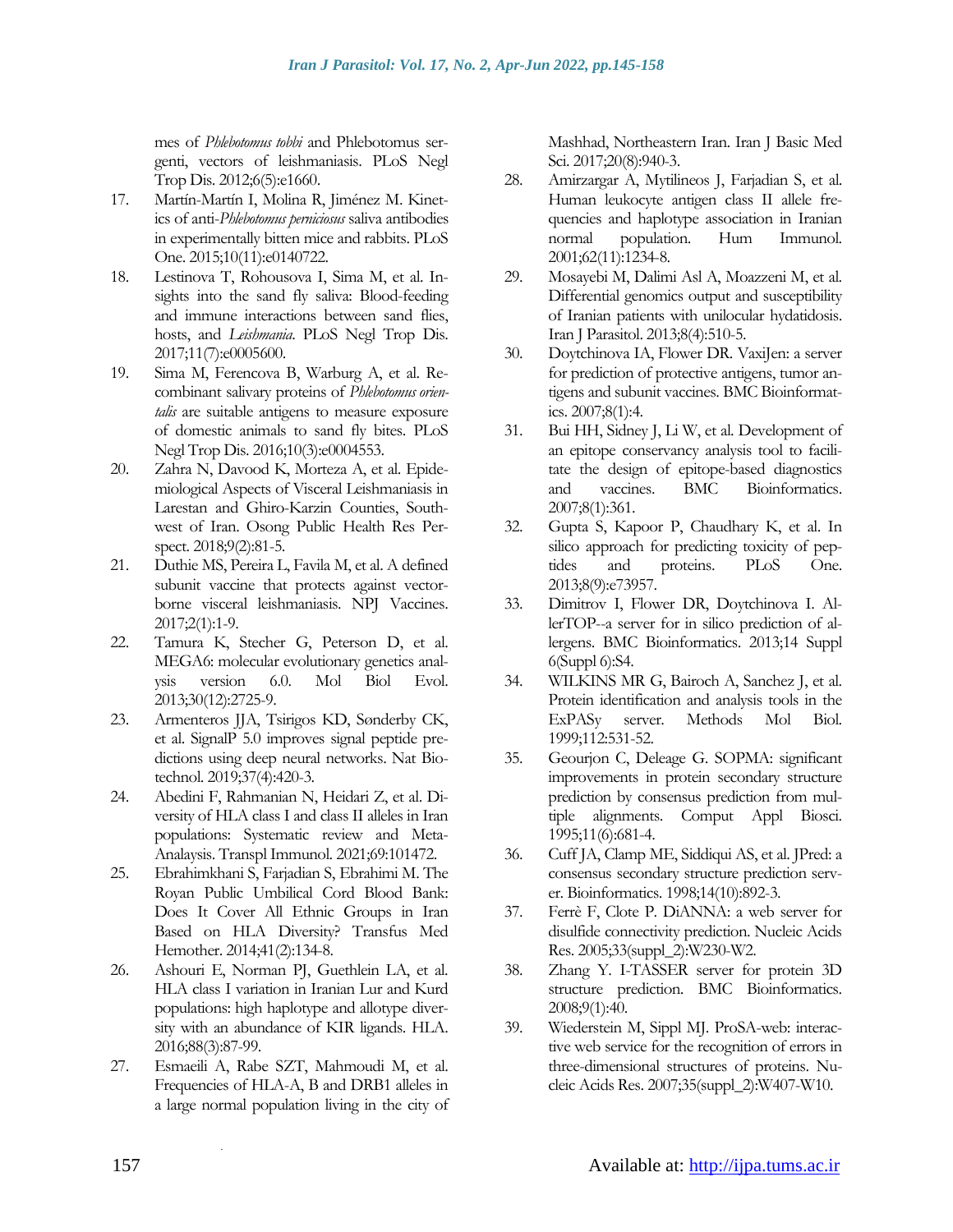mes of *Phlebotomus tobbi* and Phlebotomus sergenti, vectors of leishmaniasis. PLoS Negl Trop Dis. 2012;6(5):e1660.

17. Martín-Martín I, Molina R, Jiménez M. Kinetics of anti-*Phlebotomus perniciosus* saliva antibodies in experimentally bitten mice and rabbits. PLoS One. 2015;10(11):e0140722.
18. Lestinova T, Rohousova I, Sima M, et al. Insights into the sand fly saliva: Blood-feeding and immune interactions between sand flies, hosts, and *Leishmania*. PLoS Negl Trop Dis. 2017;11(7):e0005600.
19. Sima M, Ferencova B, Warburg A, et al. Recombinant salivary proteins of *Phlebotomus orientalis* are suitable antigens to measure exposure of domestic animals to sand fly bites. PLoS Negl Trop Dis. 2016;10(3):e0004553.
20. Zahra N, Davood K, Morteza A, et al. Epidemiological Aspects of Visceral Leishmaniasis in Larestan and Ghiro-Karzin Counties, Southwest of Iran. Osong Public Health Res Perspect. 2018;9(2):81-5.
21. Duthie MS, Pereira L, Favila M, et al. A defined subunit vaccine that protects against vector-borne visceral leishmaniasis. NPJ Vaccines. 2017;2(1):1-9.
22. Tamura K, Stecher G, Peterson D, et al. MEGA6: molecular evolutionary genetics analysis version 6.0. Mol Biol Evol. 2013;30(12):2725-9.
23. Armenteros JJA, Tsirigos KD, Sønderby CK, et al. SignalP 5.0 improves signal peptide predictions using deep neural networks. Nat Biotechnol. 2019;37(4):420-3.
24. Abedini F, Rahmanian N, Heidari Z, et al. Diversity of HLA class I and class II alleles in Iran populations: Systematic review and Meta-Analysis. Transpl Immunol. 2021;69:101472.
25. Ebrahimkhani S, Farjadian S, Ebrahimi M. The Royan Public Umbilical Cord Blood Bank: Does It Cover All Ethnic Groups in Iran Based on HLA Diversity? Transfus Med Hemother. 2014;41(2):134-8.
26. Ashouri E, Norman PJ, Guethlein LA, et al. HLA class I variation in Iranian Lur and Kurd populations: high haplotype and allotype diversity with an abundance of KIR ligands. HLA. 2016;88(3):87-99.
27. Esmaeili A, Rabe SZT, Mahmoudi M, et al. Frequencies of HLA-A, B and DRB1 alleles in a large normal population living in the city of Mashhad, Northeastern Iran. Iran J Basic Med Sci. 2017;20(8):940-3.
28. Amirzargar A, Mytilineos J, Farjadian S, et al. Human leukocyte antigen class II allele frequencies and haplotype association in Iranian normal population. Hum Immunol. 2001;62(11):1234-8.
29. Mosayebi M, Dalimi Asl A, Moazzeni M, et al. Differential genomics output and susceptibility of Iranian patients with unilocular hydatidosis. Iran J Parasitol. 2013;8(4):510-5.
30. Doytchinova IA, Flower DR. VaxiJen: a server for prediction of protective antigens, tumor antigens and subunit vaccines. BMC Bioinformatics. 2007;8(1):4.
31. Bui HH, Sidney J, Li W, et al. Development of an epitope conservancy analysis tool to facilitate the design of epitope-based diagnostics and vaccines. BMC Bioinformatics. 2007;8(1):361.
32. Gupta S, Kapoor P, Chaudhary K, et al. In silico approach for predicting toxicity of peptides and proteins. PLoS One. 2013;8(9):e73957.
33. Dimitrov I, Flower DR, Doytchinova I. AllerTOP--a server for in silico prediction of allergens. BMC Bioinformatics. 2013;14 Suppl 6(Suppl 6):S4.
34. WILKINS MR G, Bairoch A, Sanchez J, et al. Protein identification and analysis tools in the ExPASy server. Methods Mol Biol. 1999;112:531-52.
35. Geourjon C, Deleage G. SOPMA: significant improvements in protein secondary structure prediction by consensus prediction from multiple alignments. Comput Appl Biosci. 1995;11(6):681-4.
36. Cuff JA, Clamp ME, Siddiqui AS, et al. JPred: a consensus secondary structure prediction server. Bioinformatics. 1998;14(10):892-3.
37. Ferrè F, Clote P. DiANNA: a web server for disulfide connectivity prediction. Nucleic Acids Res. 2005;33(suppl_2):W230-W2.
38. Zhang Y. I-TASSER server for protein 3D structure prediction. BMC Bioinformatics. 2008;9(1):40.
39. Wiederstein M, Sippl MJ. ProSA-web: interactive web service for the recognition of errors in three-dimensional structures of proteins. Nucleic Acids Res. 2007;35(suppl_2):W407-W10.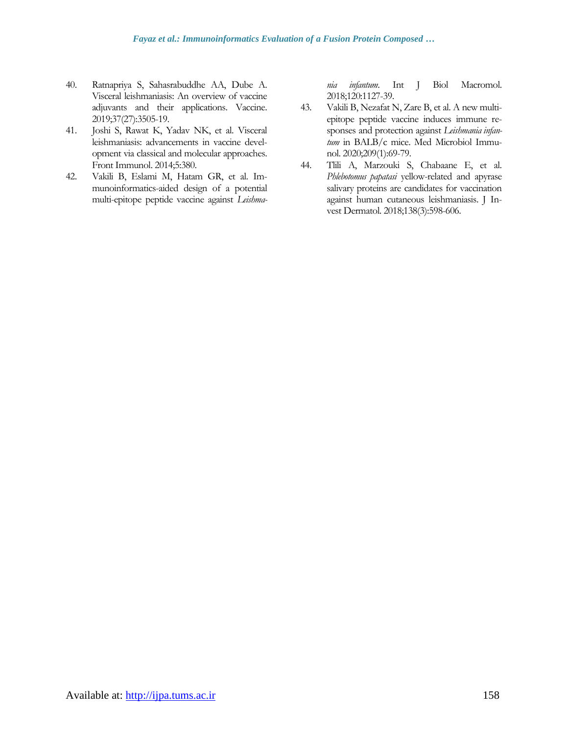40. Ratnapriya S, Sahasrabuddhe AA, Dube A. Visceral leishmaniasis: An overview of vaccine adjuvants and their applications. Vaccine. 2019;37(27):3505-19.
41. Joshi S, Rawat K, Yadav NK, et al. Visceral leishmaniasis: advancements in vaccine development via classical and molecular approaches. Front Immunol. 2014;5:380.
42. Vakili B, Eslami M, Hatam GR, et al. Immunoinformatics-aided design of a potential multi-epitope peptide vaccine against *Leishmania infantum*. Int J Biol Macromol. 2018;120:1127-39.
43. Vakili B, Nezafat N, Zare B, et al. A new multi-epitope peptide vaccine induces immune responses and protection against *Leishmania infantum* in BALB/c mice. Med Microbiol Immunol. 2020;209(1):69-79.
44. Tlili A, Marzouki S, Chabaane E, et al. *Phlebotomus papatasi* yellow-related and apyrase salivary proteins are candidates for vaccination against human cutaneous leishmaniasis. J Invest Dermatol. 2018;138(3):598-606.